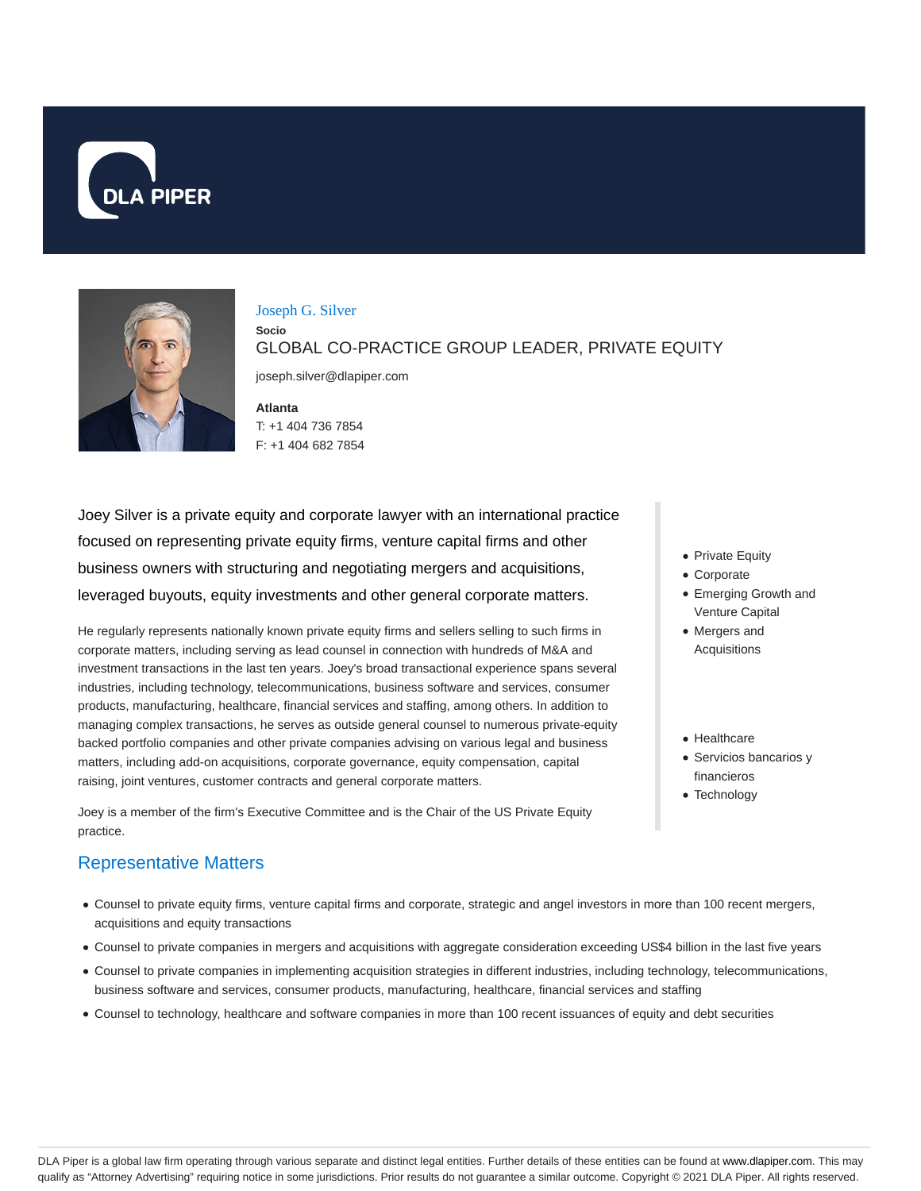# Joseph G. Silver

**Socio**

GLOBAL CO-PRACTICE GROUP LEADER, PRIVATE EQUITY

joseph.silver@dlapiper.com

**Atlanta**

T: +1 404 736 7854

F: +1 404 682 7854

Joey Silver is a private equity and corporate lawyer with an international practice focused on representing private equity firms, venture capital firms and other business owners with structuring and negotiating mergers and acquisitions, leveraged buyouts, equity investments and other general corporate matters.

He regularly represents nationally known private equity firms and sellers selling to such firms in corporate matters, including serving as lead counsel in connection with hundreds of M&A and investment transactions in the last ten years. Joey's broad transactional experience spans several industries, including technology, telecommunications, business software and services, consumer products, manufacturing, healthcare, financial services and staffing, among others. In addition to managing complex transactions, he serves as outside general counsel to numerous private-equity backed portfolio companies and other private companies advising on various legal and business matters, including add-on acquisitions, corporate governance, equity compensation, capital raising, joint ventures, customer contracts and general corporate matters.

Joey is a member of the firm's Executive Committee and is the Chair of the US Private Equity practice.

- Private Equity
- Corporate
- Emerging Growth and Venture Capital
- Mergers and Acquisitions

- Healthcare
- Servicios bancarios y financieros
- Technology

## Representative Matters

- Counsel to private equity firms, venture capital firms and corporate, strategic and angel investors in more than 100 recent mergers, acquisitions and equity transactions
- Counsel to private companies in mergers and acquisitions with aggregate consideration exceeding US$4 billion in the last five years
- Counsel to private companies in implementing acquisition strategies in different industries, including technology, telecommunications, business software and services, consumer products, manufacturing, healthcare, financial services and staffing
- Counsel to technology, healthcare and software companies in more than 100 recent issuances of equity and debt securities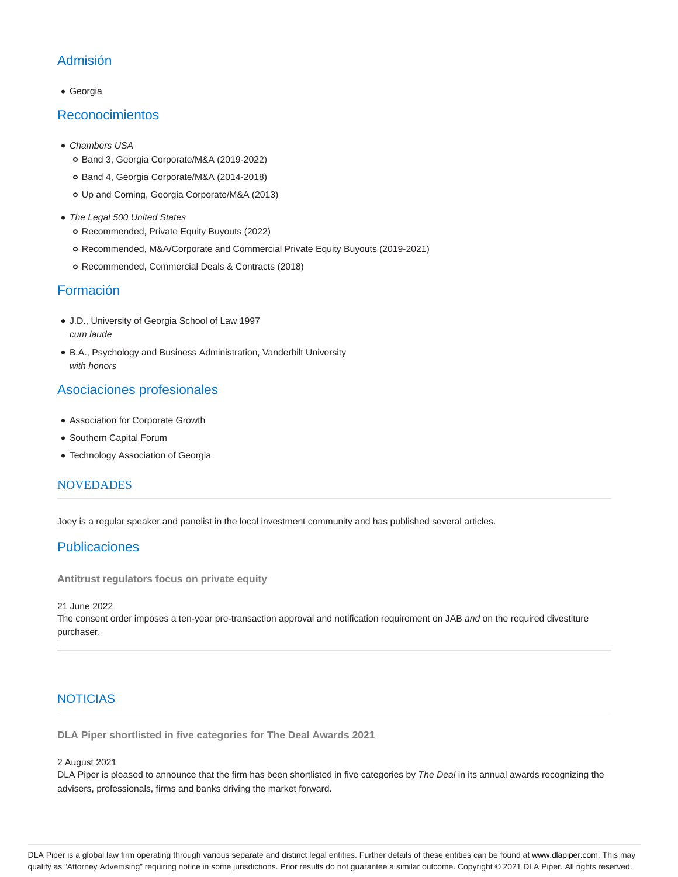## Admisión

- Georgia

## Reconocimientos

- *Chambers USA*
  - Band 3, Georgia Corporate/M&A (2019-2022)
  - Band 4, Georgia Corporate/M&A (2014-2018)
  - Up and Coming, Georgia Corporate/M&A (2013)
- *The Legal 500 United States*
  - Recommended, Private Equity Buyouts (2022)
  - Recommended, M&A/Corporate and Commercial Private Equity Buyouts (2019-2021)
  - Recommended, Commercial Deals & Contracts (2018)

## Formación

- J.D., University of Georgia School of Law 1997
  *cum laude*
- B.A., Psychology and Business Administration, Vanderbilt University
  *with honors*

## Asociaciones profesionales

- Association for Corporate Growth
- Southern Capital Forum
- Technology Association of Georgia

## NOVEDADES

Joey is a regular speaker and panelist in the local investment community and has published several articles.

## Publicaciones

**Antitrust regulators focus on private equity**

21 June 2022
The consent order imposes a ten-year pre-transaction approval and notification requirement on JAB *and* on the required divestiture purchaser.

## NOTICIAS

**DLA Piper shortlisted in five categories for The Deal Awards 2021**

2 August 2021
DLA Piper is pleased to announce that the firm has been shortlisted in five categories by *The Deal* in its annual awards recognizing the advisers, professionals, firms and banks driving the market forward.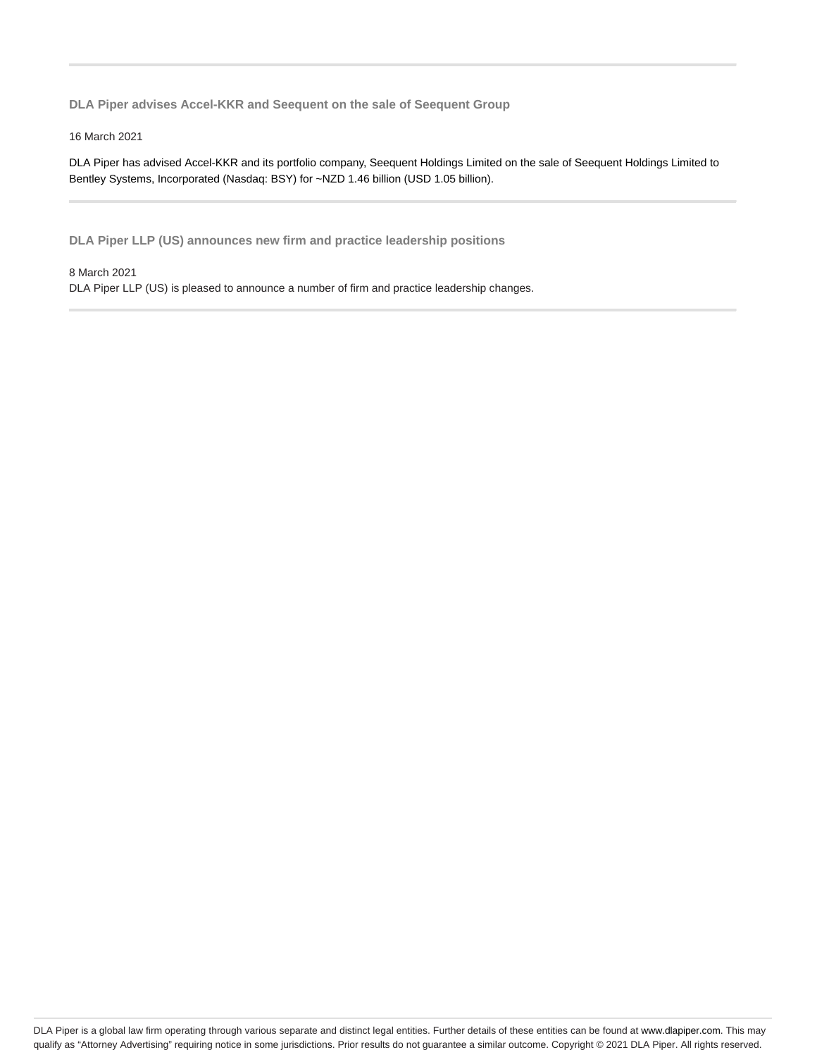**DLA Piper advises Accel-KKR and Seequent on the sale of Seequent Group**

16 March 2021

DLA Piper has advised Accel-KKR and its portfolio company, Seequent Holdings Limited on the sale of Seequent Holdings Limited to Bentley Systems, Incorporated (Nasdaq: BSY) for ~NZD 1.46 billion (USD 1.05 billion).

---

**DLA Piper LLP (US) announces new firm and practice leadership positions**

8 March 2021

DLA Piper LLP (US) is pleased to announce a number of firm and practice leadership changes.

---

DLA Piper is a global law firm operating through various separate and distinct legal entities. Further details of these entities can be found at www.dlapiper.com. This may qualify as "Attorney Advertising" requiring notice in some jurisdictions. Prior results do not guarantee a similar outcome. Copyright © 2021 DLA Piper. All rights reserved.